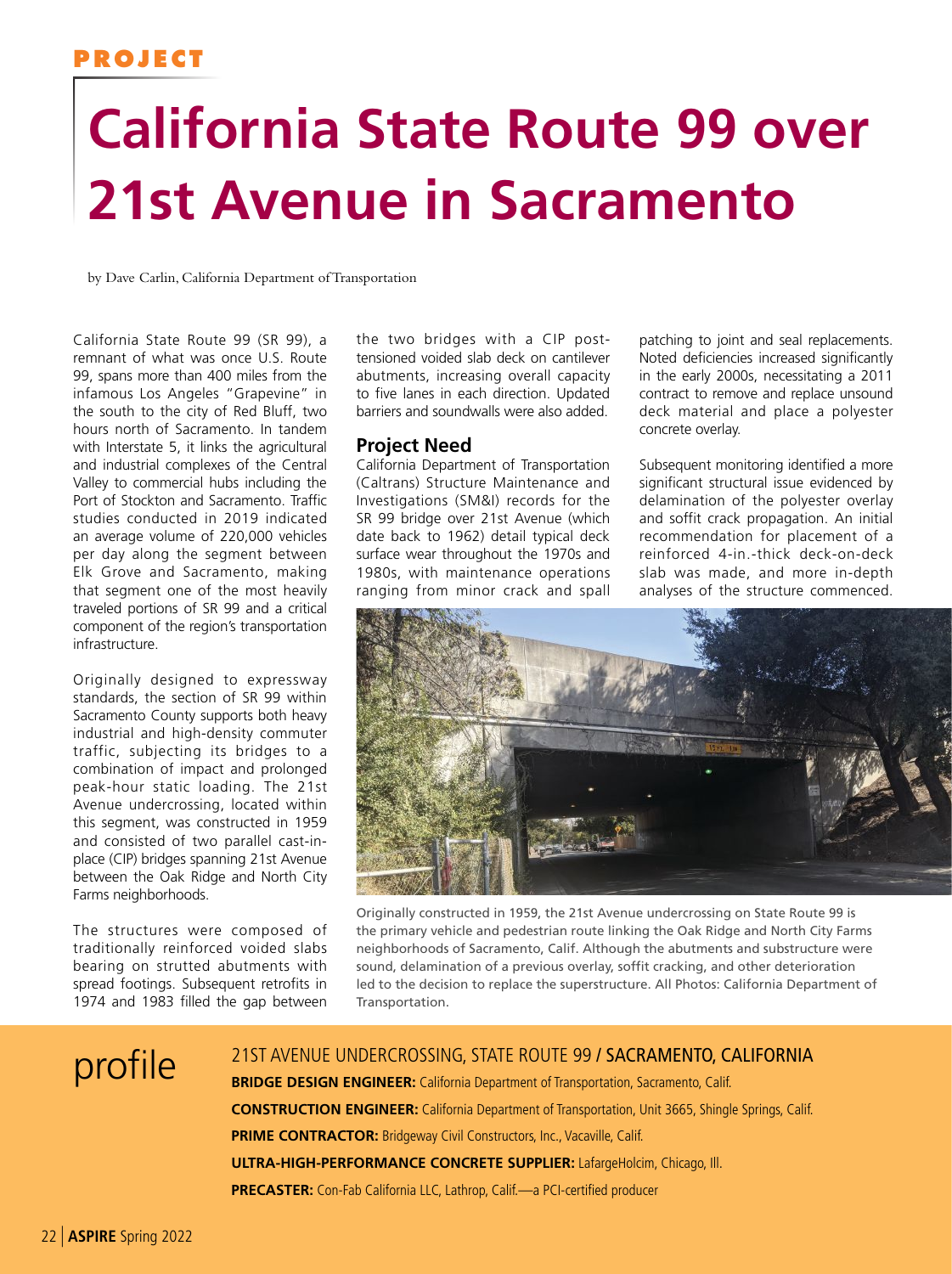PROJECT

# California State Route 99 over 21st Avenue in Sacramento

by Dave Carlin, California Department of Transportation

California State Route 99 (SR 99), a remnant of what was once U.S. Route 99, spans more than 400 miles from the infamous Los Angeles "Grapevine" in the south to the city of Red Bluff, two hours north of Sacramento. In tandem with Interstate 5, it links the agricultural and industrial complexes of the Central Valley to commercial hubs including the Port of Stockton and Sacramento. Traffic studies conducted in 2019 indicated an average volume of 220,000 vehicles per day along the segment between Elk Grove and Sacramento, making that segment one of the most heavily traveled portions of SR 99 and a critical component of the region's transportation infrastructure.

Originally designed to expressway standards, the section of SR 99 within Sacramento County supports both heavy industrial and high-density commuter traffic, subjecting its bridges to a combination of impact and prolonged peak-hour static loading. The 21st Avenue undercrossing, located within this segment, was constructed in 1959 and consisted of two parallel cast-in-place (CIP) bridges spanning 21st Avenue between the Oak Ridge and North City Farms neighborhoods.

The structures were composed of traditionally reinforced voided slabs bearing on strutted abutments with spread footings. Subsequent retrofits in 1974 and 1983 filled the gap between the two bridges with a CIP post-tensioned voided slab deck on cantilever abutments, increasing overall capacity to five lanes in each direction. Updated barriers and soundwalls were also added.

## Project Need

California Department of Transportation (Caltrans) Structure Maintenance and Investigations (SM&I) records for the SR 99 bridge over 21st Avenue (which date back to 1962) detail typical deck surface wear throughout the 1970s and 1980s, with maintenance operations ranging from minor crack and spall patching to joint and seal replacements. Noted deficiencies increased significantly in the early 2000s, necessitating a 2011 contract to remove and replace unsound deck material and place a polyester concrete overlay.

Subsequent monitoring identified a more significant structural issue evidenced by delamination of the polyester overlay and soffit crack propagation. An initial recommendation for placement of a reinforced 4-in.-thick deck-on-deck slab was made, and more in-depth analyses of the structure commenced.

Originally constructed in 1959, the 21st Avenue undercrossing on State Route 99 is the primary vehicle and pedestrian route linking the Oak Ridge and North City Farms neighborhoods of Sacramento, Calif. Although the abutments and substructure were sound, delamination of a previous overlay, soffit cracking, and other deterioration led to the decision to replace the superstructure. All Photos: California Department of Transportation.

## profile

21ST AVENUE UNDERCROSSING, STATE ROUTE 99 / SACRAMENTO, CALIFORNIA

**BRIDGE DESIGN ENGINEER:** California Department of Transportation, Sacramento, Calif.

**CONSTRUCTION ENGINEER:** California Department of Transportation, Unit 3665, Shingle Springs, Calif.

**PRIME CONTRACTOR:** Bridgeway Civil Constructors, Inc., Vacaville, Calif.

**ULTRA-HIGH-PERFORMANCE CONCRETE SUPPLIER:** LafargeHolcim, Chicago, Ill.

**PRECASTER:** Con-Fab California LLC, Lathrop, Calif.—a PCI-certified producer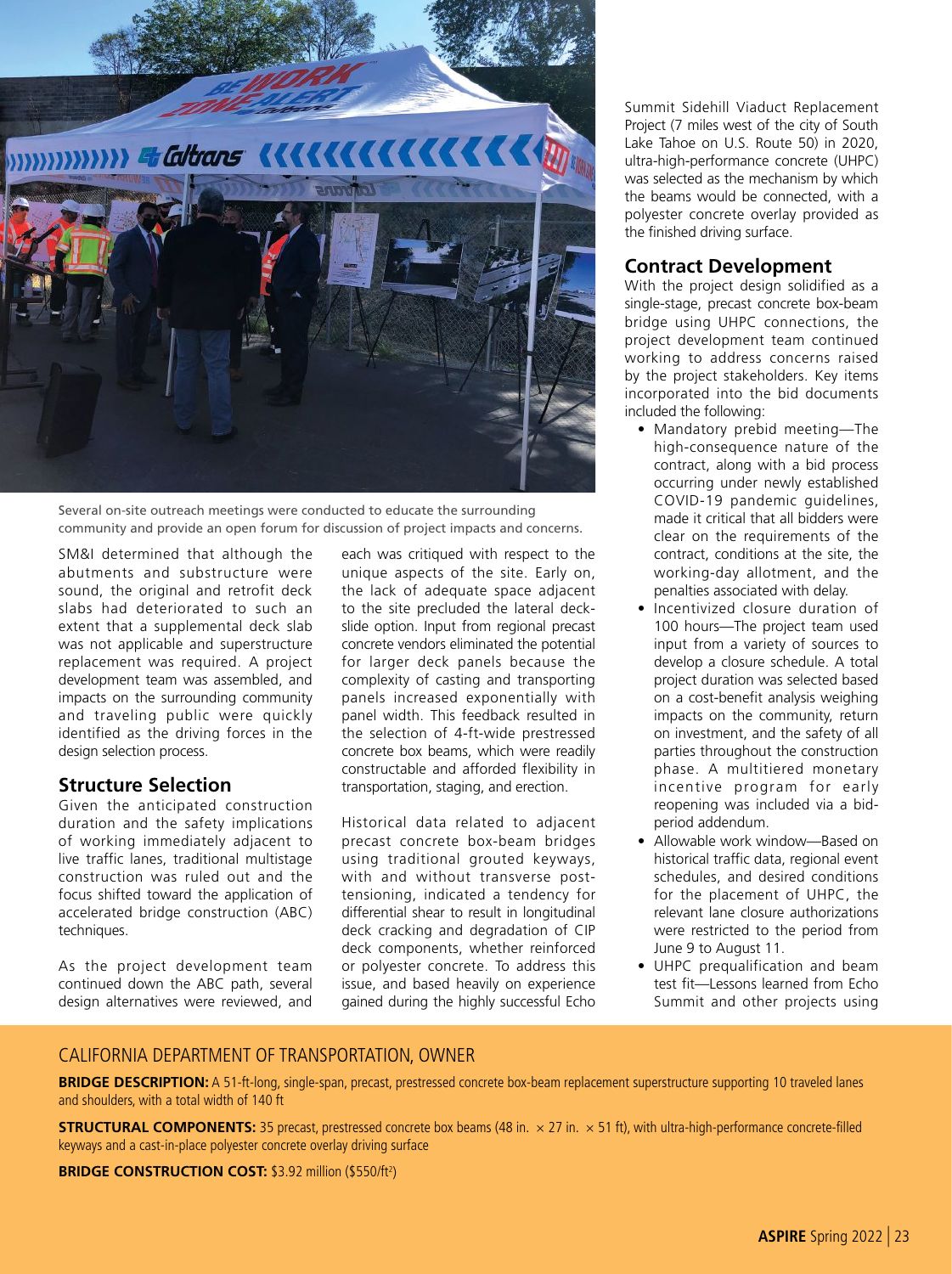Several on-site outreach meetings were conducted to educate the surrounding community and provide an open forum for discussion of project impacts and concerns.

SM&I determined that although the abutments and substructure were sound, the original and retrofit deck slabs had deteriorated to such an extent that a supplemental deck slab was not applicable and superstructure replacement was required. A project development team was assembled, and impacts on the surrounding community and traveling public were quickly identified as the driving forces in the design selection process.

## Structure Selection

Given the anticipated construction duration and the safety implications of working immediately adjacent to live traffic lanes, traditional multistage construction was ruled out and the focus shifted toward the application of accelerated bridge construction (ABC) techniques.

As the project development team continued down the ABC path, several design alternatives were reviewed, and each was critiqued with respect to the unique aspects of the site. Early on, the lack of adequate space adjacent to the site precluded the lateral deck-slide option. Input from regional precast concrete vendors eliminated the potential for larger deck panels because the complexity of casting and transporting panels increased exponentially with panel width. This feedback resulted in the selection of 4-ft-wide prestressed concrete box beams, which were readily constructable and afforded flexibility in transportation, staging, and erection.

Historical data related to adjacent precast concrete box-beam bridges using traditional grouted keyways, with and without transverse post-tensioning, indicated a tendency for differential shear to result in longitudinal deck cracking and degradation of CIP deck components, whether reinforced or polyester concrete. To address this issue, and based heavily on experience gained during the highly successful Echo Summit Sidehill Viaduct Replacement Project (7 miles west of the city of South Lake Tahoe on U.S. Route 50) in 2020, ultra-high-performance concrete (UHPC) was selected as the mechanism by which the beams would be connected, with a polyester concrete overlay provided as the finished driving surface.

## Contract Development

With the project design solidified as a single-stage, precast concrete box-beam bridge using UHPC connections, the project development team continued working to address concerns raised by the project stakeholders. Key items incorporated into the bid documents included the following:

- Mandatory prebid meeting—The high-consequence nature of the contract, along with a bid process occurring under newly established COVID-19 pandemic guidelines, made it critical that all bidders were clear on the requirements of the contract, conditions at the site, the working-day allotment, and the penalties associated with delay.
- Incentivized closure duration of 100 hours—The project team used input from a variety of sources to develop a closure schedule. A total project duration was selected based on a cost-benefit analysis weighing impacts on the community, return on investment, and the safety of all parties throughout the construction phase. A multitiered monetary incentive program for early reopening was included via a bid-period addendum.
- Allowable work window—Based on historical traffic data, regional event schedules, and desired conditions for the placement of UHPC, the relevant lane closure authorizations were restricted to the period from June 9 to August 11.
- UHPC prequalification and beam test fit—Lessons learned from Echo Summit and other projects using

## CALIFORNIA DEPARTMENT OF TRANSPORTATION, OWNER

**BRIDGE DESCRIPTION:** A 51-ft-long, single-span, precast, prestressed concrete box-beam replacement superstructure supporting 10 traveled lanes and shoulders, with a total width of 140 ft

**STRUCTURAL COMPONENTS:** 35 precast, prestressed concrete box beams (48 in. × 27 in. × 51 ft), with ultra-high-performance concrete-filled keyways and a cast-in-place polyester concrete overlay driving surface

**BRIDGE CONSTRUCTION COST:** \$3.92 million (\$550/ft$^2$)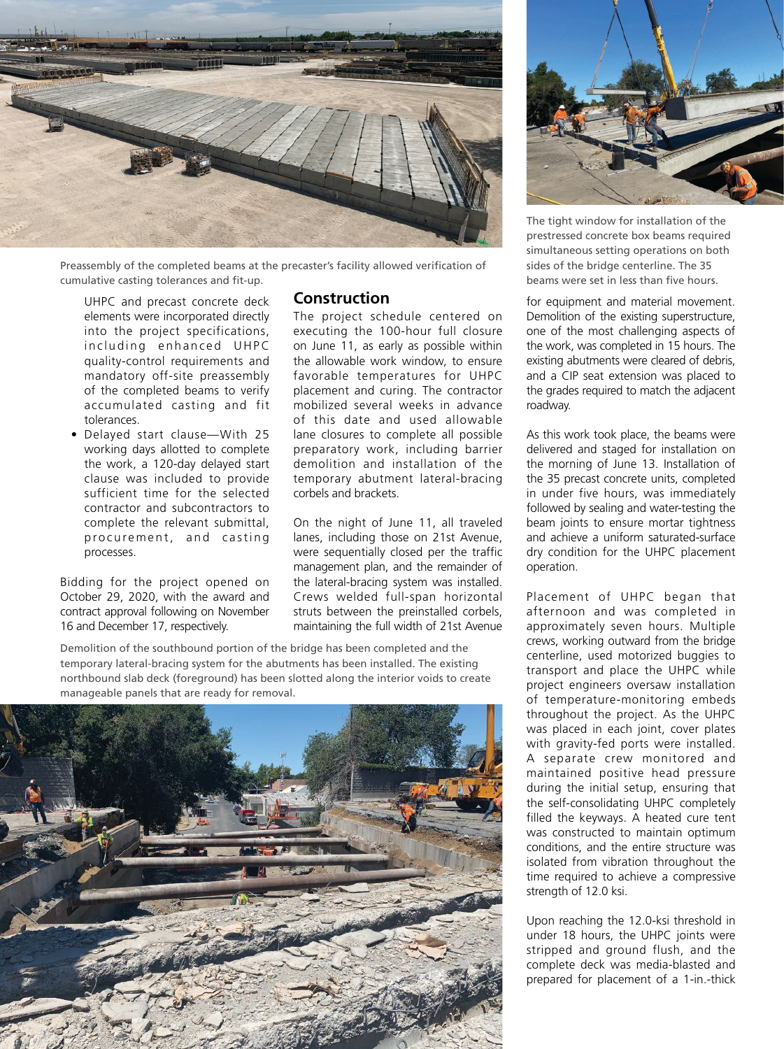Preassembly of the completed beams at the precaster's facility allowed verification of cumulative casting tolerances and fit-up.

UHPC and precast concrete deck elements were incorporated directly into the project specifications, including enhanced UHPC quality-control requirements and mandatory off-site preassembly of the completed beams to verify accumulated casting and fit tolerances.

- Delayed start clause—With 25 working days allotted to complete the work, a 120-day delayed start clause was included to provide sufficient time for the selected contractor and subcontractors to complete the relevant submittal, procurement, and casting processes.

Bidding for the project opened on October 29, 2020, with the award and contract approval following on November 16 and December 17, respectively.

## Construction

The project schedule centered on executing the 100-hour full closure on June 11, as early as possible within the allowable work window, to ensure favorable temperatures for UHPC placement and curing. The contractor mobilized several weeks in advance of this date and used allowable lane closures to complete all possible preparatory work, including barrier demolition and installation of the temporary abutment lateral-bracing corbels and brackets.

On the night of June 11, all traveled lanes, including those on 21st Avenue, were sequentially closed per the traffic management plan, and the remainder of the lateral-bracing system was installed. Crews welded full-span horizontal struts between the preinstalled corbels, maintaining the full width of 21st Avenue for equipment and material movement. Demolition of the existing superstructure, one of the most challenging aspects of the work, was completed in 15 hours. The existing abutments were cleared of debris, and a CIP seat extension was placed to the grades required to match the adjacent roadway.

Demolition of the southbound portion of the bridge has been completed and the temporary lateral-bracing system for the abutments has been installed. The existing northbound slab deck (foreground) has been slotted along the interior voids to create manageable panels that are ready for removal.

The tight window for installation of the prestressed concrete box beams required simultaneous setting operations on both sides of the bridge centerline. The 35 beams were set in less than five hours.

As this work took place, the beams were delivered and staged for installation on the morning of June 13. Installation of the 35 precast concrete units, completed in under five hours, was immediately followed by sealing and water-testing the beam joints to ensure mortar tightness and achieve a uniform saturated-surface dry condition for the UHPC placement operation.

Placement of UHPC began that afternoon and was completed in approximately seven hours. Multiple crews, working outward from the bridge centerline, used motorized buggies to transport and place the UHPC while project engineers oversaw installation of temperature-monitoring embeds throughout the project. As the UHPC was placed in each joint, cover plates with gravity-fed ports were installed. A separate crew monitored and maintained positive head pressure during the initial setup, ensuring that the self-consolidating UHPC completely filled the keyways. A heated cure tent was constructed to maintain optimum conditions, and the entire structure was isolated from vibration throughout the time required to achieve a compressive strength of 12.0 ksi.

Upon reaching the 12.0-ksi threshold in under 18 hours, the UHPC joints were stripped and ground flush, and the complete deck was media-blasted and prepared for placement of a 1-in.-thick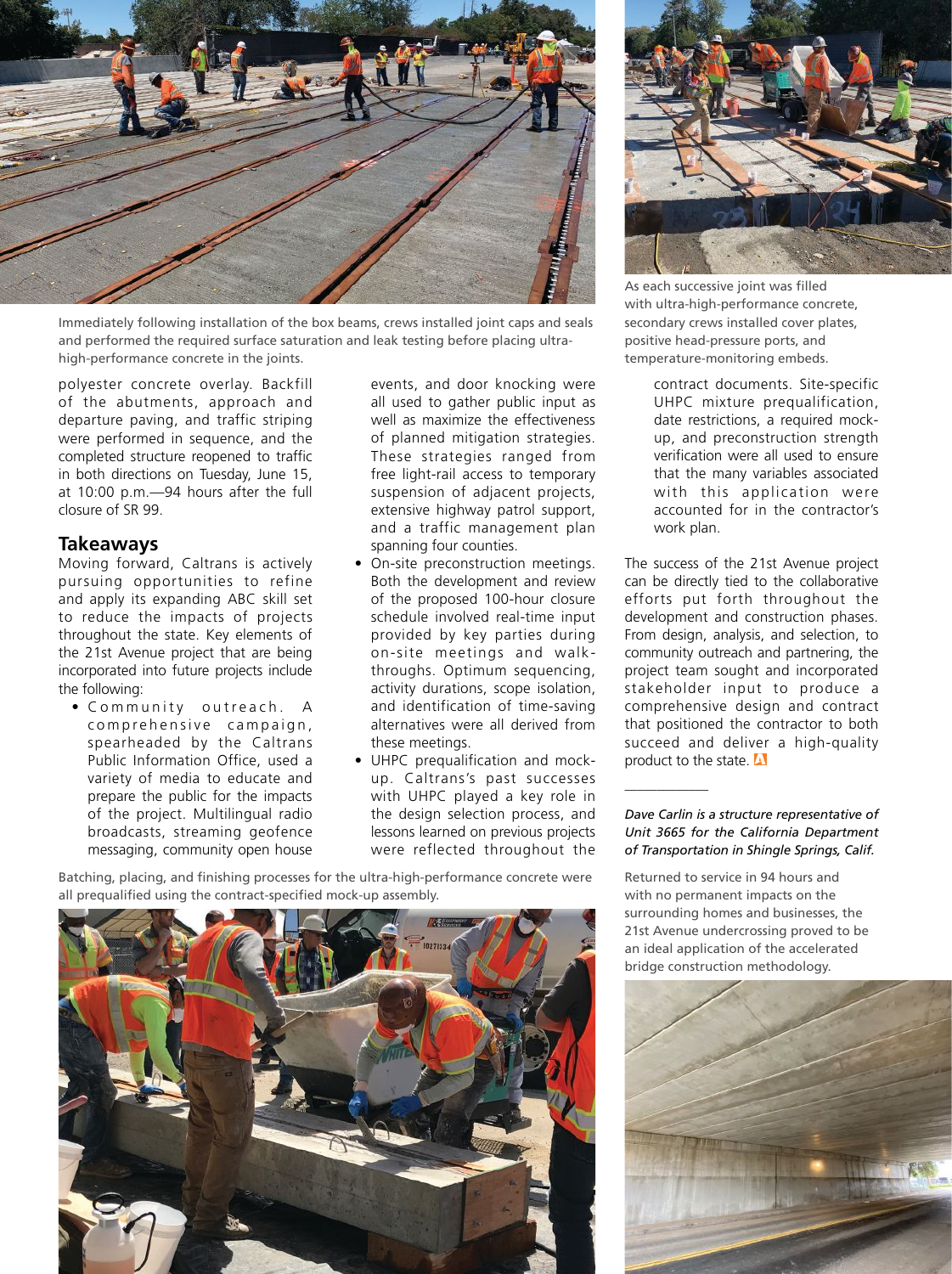Immediately following installation of the box beams, crews installed joint caps and seals and performed the required surface saturation and leak testing before placing ultra-high-performance concrete in the joints.

As each successive joint was filled with ultra-high-performance concrete, secondary crews installed cover plates, positive head-pressure ports, and temperature-monitoring embeds.

polyester concrete overlay. Backfill of the abutments, approach and departure paving, and traffic striping were performed in sequence, and the completed structure reopened to traffic in both directions on Tuesday, June 15, at 10:00 p.m.—94 hours after the full closure of SR 99.

## Takeaways

Moving forward, Caltrans is actively pursuing opportunities to refine and apply its expanding ABC skill set to reduce the impacts of projects throughout the state. Key elements of the 21st Avenue project that are being incorporated into future projects include the following:

- Community outreach. A comprehensive campaign, spearheaded by the Caltrans Public Information Office, used a variety of media to educate and prepare the public for the impacts of the project. Multilingual radio broadcasts, streaming geofence messaging, community open house events, and door knocking were all used to gather public input as well as maximize the effectiveness of planned mitigation strategies. These strategies ranged from free light-rail access to temporary suspension of adjacent projects, extensive highway patrol support, and a traffic management plan spanning four counties.
- On-site preconstruction meetings. Both the development and review of the proposed 100-hour closure schedule involved real-time input provided by key parties during on-site meetings and walk-throughs. Optimum sequencing, activity durations, scope isolation, and identification of time-saving alternatives were all derived from these meetings.
- UHPC prequalification and mock-up. Caltrans's past successes with UHPC played a key role in the design selection process, and lessons learned on previous projects were reflected throughout the contract documents. Site-specific UHPC mixture prequalification, date restrictions, a required mock-up, and preconstruction strength verification were all used to ensure that the many variables associated with this application were accounted for in the contractor's work plan.

The success of the 21st Avenue project can be directly tied to the collaborative efforts put forth throughout the development and construction phases. From design, analysis, and selection, to community outreach and partnering, the project team sought and incorporated stakeholder input to produce a comprehensive design and contract that positioned the contractor to both succeed and deliver a high-quality product to the state.

---

*Dave Carlin is a structure representative of Unit 3665 for the California Department of Transportation in Shingle Springs, Calif.*

Batching, placing, and finishing processes for the ultra-high-performance concrete were all prequalified using the contract-specified mock-up assembly.

Returned to service in 94 hours and with no permanent impacts on the surrounding homes and businesses, the 21st Avenue undercrossing proved to be an ideal application of the accelerated bridge construction methodology.